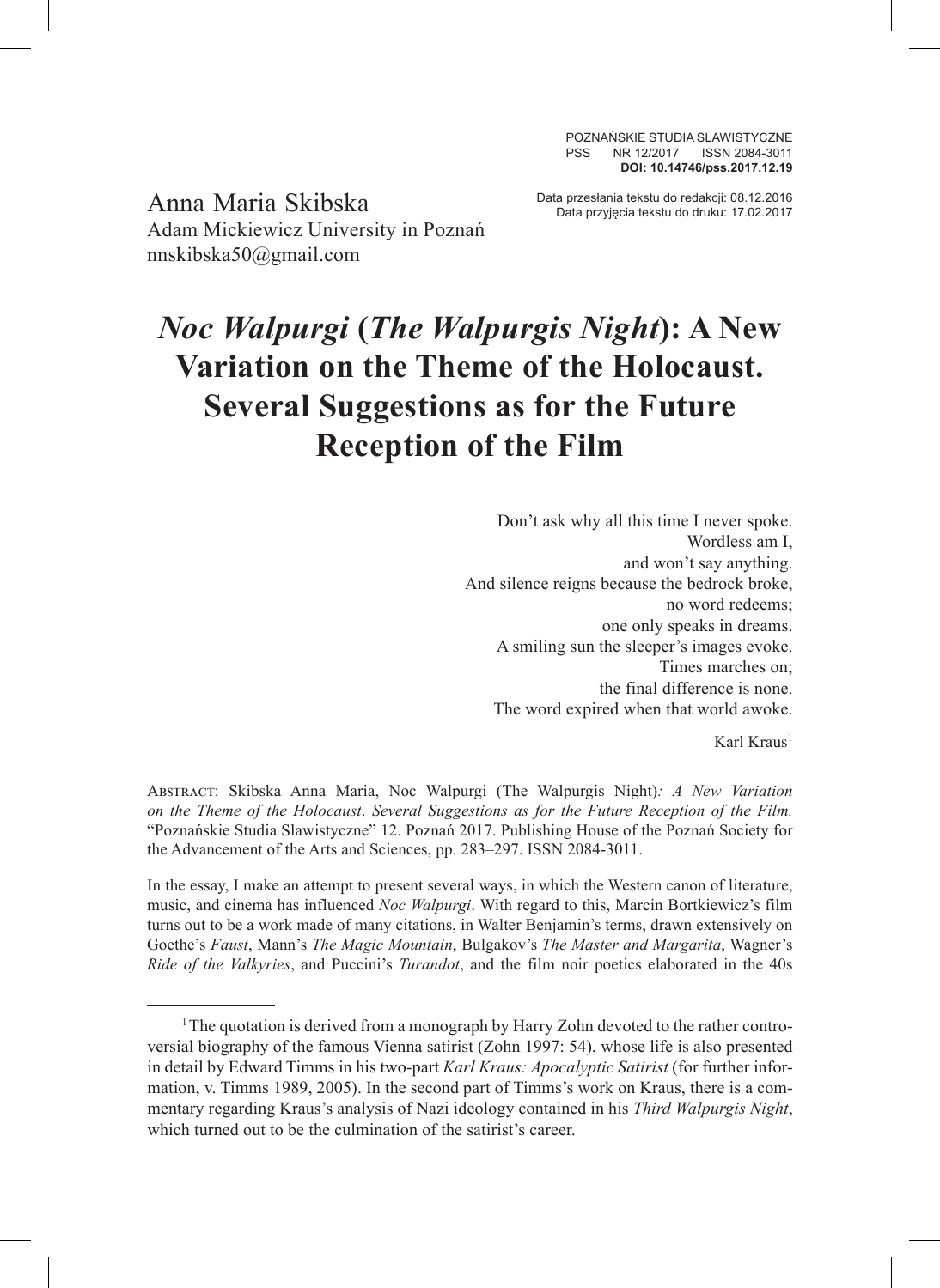POZNAŃSKIE STUDIA SLAWISTYCZNE
PSS NR 12/2017 ISSN 2084-3011
**DOI: 10.14746/pss.2017.12.19**

Data przesłania tekstu do redakcji: 08.12.2016
Data przyjęcia tekstu do druku: 17.02.2017

Anna Maria Skibska
Adam Mickiewicz University in Poznań
nnskibska50@gmail.com

# *Noc Walpurgi* (*The Walpurgis Night*): A New Variation on the Theme of the Holocaust. Several Suggestions as for the Future Reception of the Film

> Don't ask why all this time I never spoke.
> Wordless am I,
> and won't say anything.
> And silence reigns because the bedrock broke,
> no word redeems;
> one only speaks in dreams.
> A smiling sun the sleeper's images evoke.
> Times marches on;
> the final difference is none.
> The word expired when that world awoke.
>
> Karl Kraus[1]

Abstract: Skibska Anna Maria, Noc Walpurgi (The Walpurgis Night)*: A New Variation on the Theme of the Holocaust*. *Several Suggestions as for the Future Reception of the Film.* "Poznańskie Studia Slawistyczne" 12. Poznań 2017. Publishing House of the Poznań Society for the Advancement of the Arts and Sciences, pp. 283–297. ISSN 2084-3011.

In the essay, I make an attempt to present several ways, in which the Western canon of literature, music, and cinema has influenced *Noc Walpurgi*. With regard to this, Marcin Bortkiewicz's film turns out to be a work made of many citations, in Walter Benjamin's terms, drawn extensively on Goethe's *Faust*, Mann's *The Magic Mountain*, Bulgakov's *The Master and Margarita*, Wagner's *Ride of the Valkyries*, and Puccini's *Turandot*, and the film noir poetics elaborated in the 40s

[1] The quotation is derived from a monograph by Harry Zohn devoted to the rather controversial biography of the famous Vienna satirist (Zohn 1997: 54), whose life is also presented in detail by Edward Timms in his two-part *Karl Kraus: Apocalyptic Satirist* (for further information, v. Timms 1989, 2005). In the second part of Timms's work on Kraus, there is a commentary regarding Kraus's analysis of Nazi ideology contained in his *Third Walpurgis Night*, which turned out to be the culmination of the satirist's career.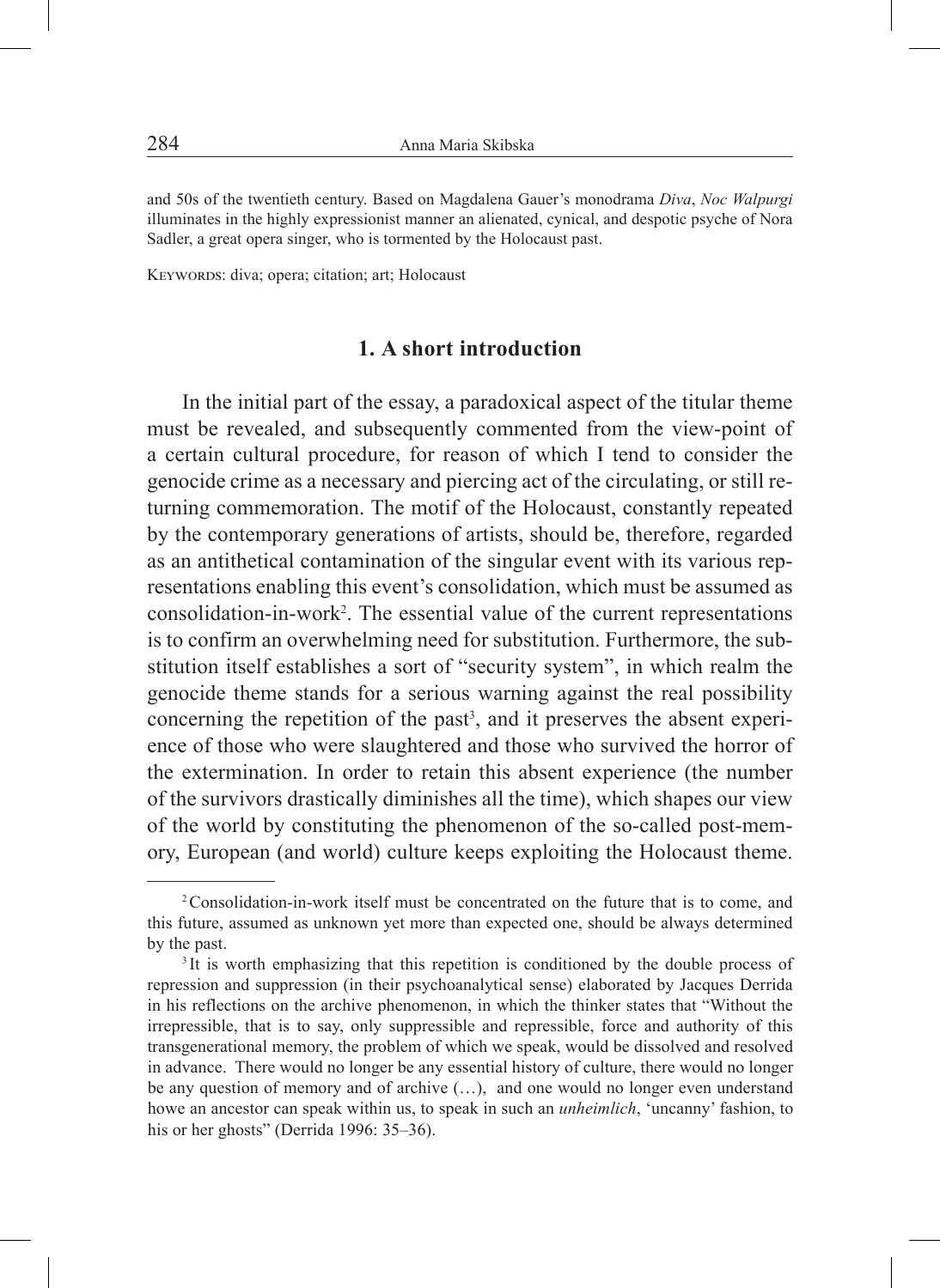and 50s of the twentieth century. Based on Magdalena Gauer's monodrama *Diva*, *Noc Walpurgi* illuminates in the highly expressionist manner an alienated, cynical, and despotic psyche of Nora Sadler, a great opera singer, who is tormented by the Holocaust past.

Keywords: diva; opera; citation; art; Holocaust

## 1. A short introduction

In the initial part of the essay, a paradoxical aspect of the titular theme must be revealed, and subsequently commented from the view-point of a certain cultural procedure, for reason of which I tend to consider the genocide crime as a necessary and piercing act of the circulating, or still returning commemoration. The motif of the Holocaust, constantly repeated by the contemporary generations of artists, should be, therefore, regarded as an antithetical contamination of the singular event with its various representations enabling this event's consolidation, which must be assumed as consolidation-in-work[2]. The essential value of the current representations is to confirm an overwhelming need for substitution. Furthermore, the substitution itself establishes a sort of "security system", in which realm the genocide theme stands for a serious warning against the real possibility concerning the repetition of the past[3], and it preserves the absent experience of those who were slaughtered and those who survived the horror of the extermination. In order to retain this absent experience (the number of the survivors drastically diminishes all the time), which shapes our view of the world by constituting the phenomenon of the so-called post-memory, European (and world) culture keeps exploiting the Holocaust theme.

---

[2] Consolidation-in-work itself must be concentrated on the future that is to come, and this future, assumed as unknown yet more than expected one, should be always determined by the past.

[3] It is worth emphasizing that this repetition is conditioned by the double process of repression and suppression (in their psychoanalytical sense) elaborated by Jacques Derrida in his reflections on the archive phenomenon, in which the thinker states that "Without the irrepressible, that is to say, only suppressible and repressible, force and authority of this transgenerational memory, the problem of which we speak, would be dissolved and resolved in advance. There would no longer be any essential history of culture, there would no longer be any question of memory and of archive (…), and one would no longer even understand howe an ancestor can speak within us, to speak in such an *unheimlich*, 'uncanny' fashion, to his or her ghosts" (Derrida 1996: 35–36).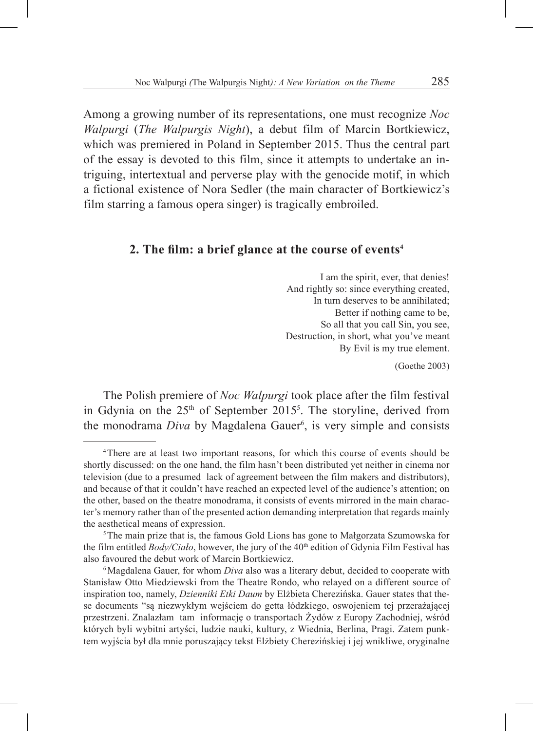Among a growing number of its representations, one must recognize *Noc Walpurgi* (*The Walpurgis Night*), a debut film of Marcin Bortkiewicz, which was premiered in Poland in September 2015. Thus the central part of the essay is devoted to this film, since it attempts to undertake an intriguing, intertextual and perverse play with the genocide motif, in which a fictional existence of Nora Sedler (the main character of Bortkiewicz's film starring a famous opera singer) is tragically embroiled.

## 2. The film: a brief glance at the course of events[4]

> I am the spirit, ever, that denies!
> And rightly so: since everything created,
> In turn deserves to be annihilated;
> Better if nothing came to be,
> So all that you call Sin, you see,
> Destruction, in short, what you've meant
> By Evil is my true element.
>
> (Goethe 2003)

The Polish premiere of *Noc Walpurgi* took place after the film festival in Gdynia on the 25th of September 2015[5]. The storyline, derived from the monodrama *Diva* by Magdalena Gauer[6], is very simple and consists

---

[4] There are at least two important reasons, for which this course of events should be shortly discussed: on the one hand, the film hasn't been distributed yet neither in cinema nor television (due to a presumed lack of agreement between the film makers and distributors), and because of that it couldn't have reached an expected level of the audience's attention; on the other, based on the theatre monodrama, it consists of events mirrored in the main character's memory rather than of the presented action demanding interpretation that regards mainly the aesthetical means of expression.

[5] The main prize that is, the famous Gold Lions has gone to Małgorzata Szumowska for the film entitled *Body/Ciało*, however, the jury of the 40th edition of Gdynia Film Festival has also favoured the debut work of Marcin Bortkiewicz.

[6] Magdalena Gauer, for whom *Diva* also was a literary debut, decided to cooperate with Stanisław Otto Miedziewski from the Theatre Rondo, who relayed on a different source of inspiration too, namely, *Dzienniki Etki Daum* by Elżbieta Cherezińska. Gauer states that these documents "są niezwykłym wejściem do getta łódzkiego, oswojeniem tej przerażającej przestrzeni. Znalazłam tam informację o transportach Żydów z Europy Zachodniej, wśród których byli wybitni artyści, ludzie nauki, kultury, z Wiednia, Berlina, Pragi. Zatem punktem wyjścia był dla mnie poruszający tekst Elżbiety Cherezińskiej i jej wnikliwe, oryginalne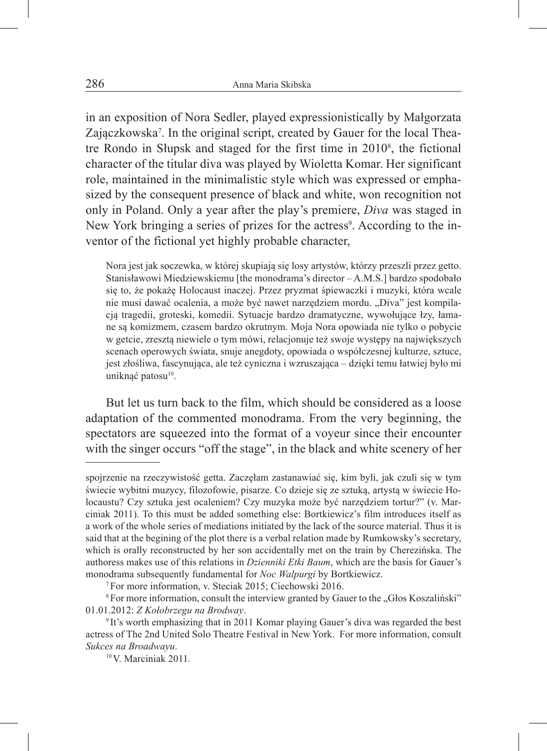in an exposition of Nora Sedler, played expressionistically by Małgorzata Zającz­kowska[7]. In the original script, created by Gauer for the local Theatre Rondo in Słupsk and staged for the first time in 2010[8], the fictional character of the titular diva was played by Wioletta Komar. Her significant role, maintained in the minimalistic style which was expressed or emphasized by the consequent presence of black and white, won recognition not only in Poland. Only a year after the play's premiere, *Diva* was staged in New York bringing a series of prizes for the actress[9]. According to the inventor of the fictional yet highly probable character,

> Nora jest jak soczewka, w której skupiają się losy artystów, którzy przeszli przez getto. Stanisławowi Miedziewskiemu [the monodrama's director – A.M.S.] bardzo spodobało się to, że pokażę Holocaust inaczej. Przez pryzmat śpiewaczki i muzyki, która wcale nie musi dawać ocalenia, a może być nawet narzędziem mordu. „Diva" jest kompilacją tragedii, groteski, komedii. Sytuacje bardzo dramatyczne, wywołujące łzy, łamane są komizmem, czasem bardzo okrutnym. Moja Nora opowiada nie tylko o pobycie w getcie, zresztą niewiele o tym mówi, relacjonuje też swoje występy na największych scenach operowych świata, snuje anegdoty, opowiada o współczesnej kulturze, sztuce, jest złośliwa, fascynująca, ale też cyniczna i wzruszająca – dzięki temu łatwiej było mi uniknąć patosu[10].

But let us turn back to the film, which should be considered as a loose adaptation of the commented monodrama. From the very beginning, the spectators are squeezed into the format of a voyeur since their encounter with the singer occurs "off the stage", in the black and white scenery of her

---

spojrzenie na rzeczywistość getta. Zaczęłam zastanawiać się, kim byli, jak czuli się w tym świecie wybitni muzycy, filozofowie, pisarze. Co dzieje się ze sztuką, artystą w świecie Holocaustu? Czy sztuka jest ocaleniem? Czy muzyka może być narzędziem tortur?" (v. Marciniak 2011). To this must be added something else: Bortkiewicz's film introduces itself as a work of the whole series of mediations initiated by the lack of the source material. Thus it is said that at the begining of the plot there is a verbal relation made by Rumkowsky's secretary, which is orally reconstructed by her son accidentally met on the train by Cherezińska. The authoress makes use of this relations in *Dzienniki Etki Baum*, which are the basis for Gauer's monodrama subsequently fundamental for *Noc Walpurgi* by Bortkiewicz.

[7] For more information, v. Steciak 2015; Ciechowski 2016.

[8] For more information, consult the interview granted by Gauer to the „Głos Koszaliński" 01.01.2012: *Z Kołobrzegu na Brodway*.

[9] It's worth emphasizing that in 2011 Komar playing Gauer's diva was regarded the best actress of The 2nd United Solo Theatre Festival in New York. For more information, consult *Sukces na Broadwayu*.

[10] V. Marciniak 2011.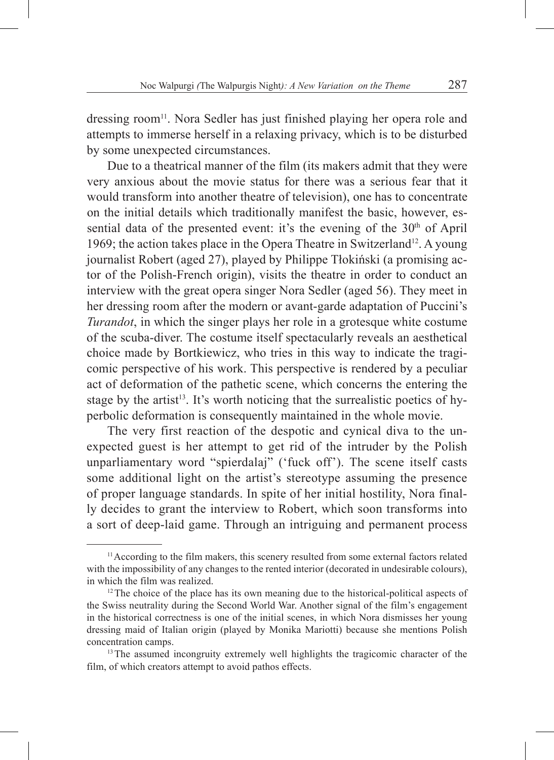dressing room[11]. Nora Sedler has just finished playing her opera role and attempts to immerse herself in a relaxing privacy, which is to be disturbed by some unexpected circumstances.

Due to a theatrical manner of the film (its makers admit that they were very anxious about the movie status for there was a serious fear that it would transform into another theatre of television), one has to concentrate on the initial details which traditionally manifest the basic, however, essential data of the presented event: it's the evening of the 30th of April 1969; the action takes place in the Opera Theatre in Switzerland[12]. A young journalist Robert (aged 27), played by Philippe Tłokiński (a promising actor of the Polish-French origin), visits the theatre in order to conduct an interview with the great opera singer Nora Sedler (aged 56). They meet in her dressing room after the modern or avant-garde adaptation of Puccini's *Turandot*, in which the singer plays her role in a grotesque white costume of the scuba-diver. The costume itself spectacularly reveals an aesthetical choice made by Bortkiewicz, who tries in this way to indicate the tragicomic perspective of his work. This perspective is rendered by a peculiar act of deformation of the pathetic scene, which concerns the entering the stage by the artist[13]. It's worth noticing that the surrealistic poetics of hyperbolic deformation is consequently maintained in the whole movie.

The very first reaction of the despotic and cynical diva to the unexpected guest is her attempt to get rid of the intruder by the Polish unparliamentary word "spierdalaj" ('fuck off'). The scene itself casts some additional light on the artist's stereotype assuming the presence of proper language standards. In spite of her initial hostility, Nora finally decides to grant the interview to Robert, which soon transforms into a sort of deep-laid game. Through an intriguing and permanent process

---

[11] According to the film makers, this scenery resulted from some external factors related with the impossibility of any changes to the rented interior (decorated in undesirable colours), in which the film was realized.

[12] The choice of the place has its own meaning due to the historical-political aspects of the Swiss neutrality during the Second World War. Another signal of the film's engagement in the historical correctness is one of the initial scenes, in which Nora dismisses her young dressing maid of Italian origin (played by Monika Mariotti) because she mentions Polish concentration camps.

[13] The assumed incongruity extremely well highlights the tragicomic character of the film, of which creators attempt to avoid pathos effects.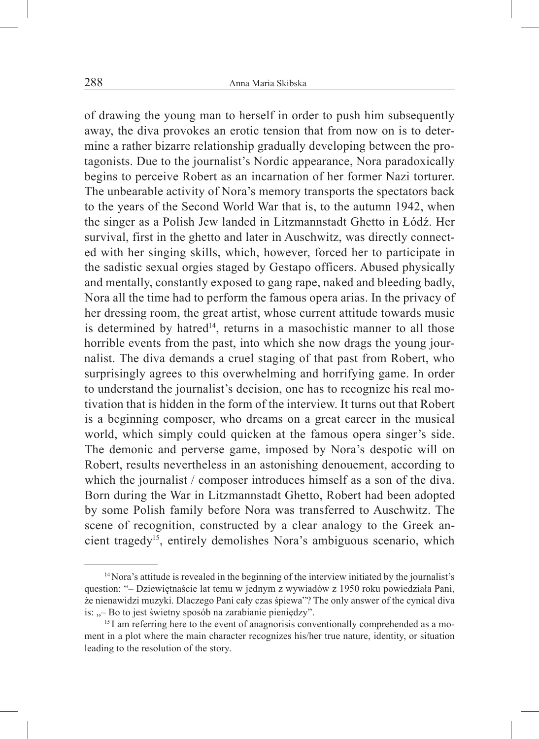of drawing the young man to herself in order to push him subsequently away, the diva provokes an erotic tension that from now on is to determine a rather bizarre relationship gradually developing between the protagonists. Due to the journalist's Nordic appearance, Nora paradoxically begins to perceive Robert as an incarnation of her former Nazi torturer. The unbearable activity of Nora's memory transports the spectators back to the years of the Second World War that is, to the autumn 1942, when the singer as a Polish Jew landed in Litzmannstadt Ghetto in Łódź. Her survival, first in the ghetto and later in Auschwitz, was directly connected with her singing skills, which, however, forced her to participate in the sadistic sexual orgies staged by Gestapo officers. Abused physically and mentally, constantly exposed to gang rape, naked and bleeding badly, Nora all the time had to perform the famous opera arias. In the privacy of her dressing room, the great artist, whose current attitude towards music is determined by hatred[14], returns in a masochistic manner to all those horrible events from the past, into which she now drags the young journalist. The diva demands a cruel staging of that past from Robert, who surprisingly agrees to this overwhelming and horrifying game. In order to understand the journalist's decision, one has to recognize his real motivation that is hidden in the form of the interview. It turns out that Robert is a beginning composer, who dreams on a great career in the musical world, which simply could quicken at the famous opera singer's side. The demonic and perverse game, imposed by Nora's despotic will on Robert, results nevertheless in an astonishing denouement, according to which the journalist / composer introduces himself as a son of the diva. Born during the War in Litzmannstadt Ghetto, Robert had been adopted by some Polish family before Nora was transferred to Auschwitz. The scene of recognition, constructed by a clear analogy to the Greek ancient tragedy[15], entirely demolishes Nora's ambiguous scenario, which

[14] Nora's attitude is revealed in the beginning of the interview initiated by the journalist's question: "– Dziewiętnaście lat temu w jednym z wywiadów z 1950 roku powiedziała Pani, że nienawidzi muzyki. Dlaczego Pani cały czas śpiewa"? The only answer of the cynical diva is: „– Bo to jest świetny sposób na zarabianie pieniędzy".

[15] I am referring here to the event of anagnorisis conventionally comprehended as a moment in a plot where the main character recognizes his/her true nature, identity, or situation leading to the resolution of the story.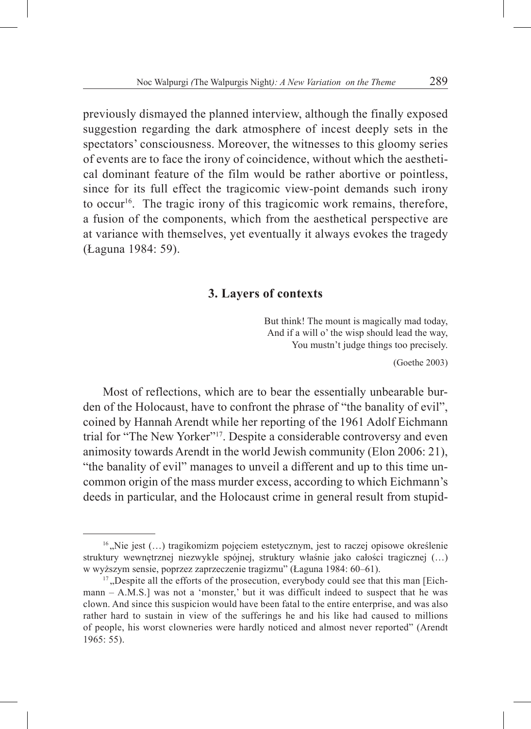previously dismayed the planned interview, although the finally exposed suggestion regarding the dark atmosphere of incest deeply sets in the spectators' consciousness. Moreover, the witnesses to this gloomy series of events are to face the irony of coincidence, without which the aesthetical dominant feature of the film would be rather abortive or pointless, since for its full effect the tragicomic view-point demands such irony to occur[16]. The tragic irony of this tragicomic work remains, therefore, a fusion of the components, which from the aesthetical perspective are at variance with themselves, yet eventually it always evokes the tragedy (Łaguna 1984: 59).

### 3. Layers of contexts

> But think! The mount is magically mad today,
> And if a will o' the wisp should lead the way,
> You mustn't judge things too precisely.
>
> (Goethe 2003)

Most of reflections, which are to bear the essentially unbearable burden of the Holocaust, have to confront the phrase of "the banality of evil", coined by Hannah Arendt while her reporting of the 1961 Adolf Eichmann trial for "The New Yorker"[17]. Despite a considerable controversy and even animosity towards Arendt in the world Jewish community (Elon 2006: 21), "the banality of evil" manages to unveil a different and up to this time uncommon origin of the mass murder excess, according to which Eichmann's deeds in particular, and the Holocaust crime in general result from stupid-

[16] „Nie jest (…) tragikomizm pojęciem estetycznym, jest to raczej opisowe określenie struktury wewnętrznej niezwykle spójnej, struktury właśnie jako całości tragicznej (…) w wyższym sensie, poprzez zaprzeczenie tragizmu" (Łaguna 1984: 60–61).

[17] „Despite all the efforts of the prosecution, everybody could see that this man [Eichmann – A.M.S.] was not a 'monster,' but it was difficult indeed to suspect that he was clown. And since this suspicion would have been fatal to the entire enterprise, and was also rather hard to sustain in view of the sufferings he and his like had caused to millions of people, his worst clowneries were hardly noticed and almost never reported" (Arendt 1965: 55).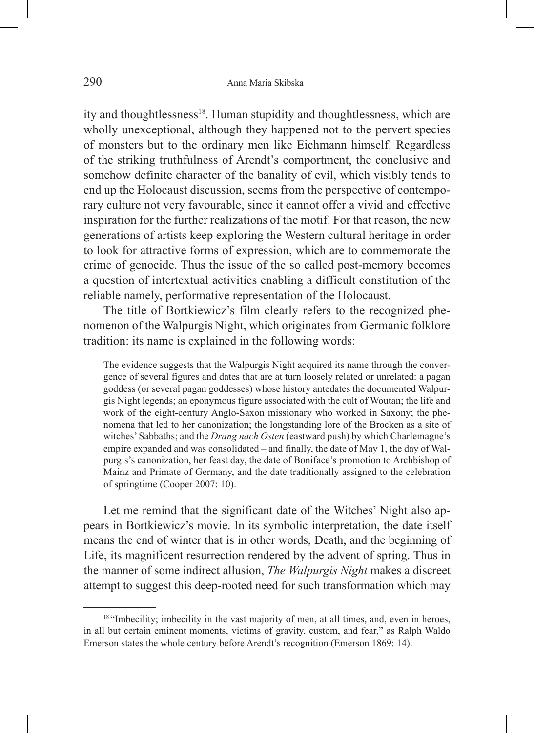ity and thoughtlessness[18]. Human stupidity and thoughtlessness, which are wholly unexceptional, although they happened not to the pervert species of monsters but to the ordinary men like Eichmann himself. Regardless of the striking truthfulness of Arendt's comportment, the conclusive and somehow definite character of the banality of evil, which visibly tends to end up the Holocaust discussion, seems from the perspective of contemporary culture not very favourable, since it cannot offer a vivid and effective inspiration for the further realizations of the motif. For that reason, the new generations of artists keep exploring the Western cultural heritage in order to look for attractive forms of expression, which are to commemorate the crime of genocide. Thus the issue of the so called post-memory becomes a question of intertextual activities enabling a difficult constitution of the reliable namely, performative representation of the Holocaust.

The title of Bortkiewicz's film clearly refers to the recognized phenomenon of the Walpurgis Night, which originates from Germanic folklore tradition: its name is explained in the following words:

> The evidence suggests that the Walpurgis Night acquired its name through the convergence of several figures and dates that are at turn loosely related or unrelated: a pagan goddess (or several pagan goddesses) whose history antedates the documented Walpurgis Night legends; an eponymous figure associated with the cult of Woutan; the life and work of the eight-century Anglo-Saxon missionary who worked in Saxony; the phenomena that led to her canonization; the longstanding lore of the Brocken as a site of witches' Sabbaths; and the *Drang nach Osten* (eastward push) by which Charlemagne's empire expanded and was consolidated – and finally, the date of May 1, the day of Walpurgis's canonization, her feast day, the date of Boniface's promotion to Archbishop of Mainz and Primate of Germany, and the date traditionally assigned to the celebration of springtime (Cooper 2007: 10).

Let me remind that the significant date of the Witches' Night also appears in Bortkiewicz's movie. In its symbolic interpretation, the date itself means the end of winter that is in other words, Death, and the beginning of Life, its magnificent resurrection rendered by the advent of spring. Thus in the manner of some indirect allusion, *The Walpurgis Night* makes a discreet attempt to suggest this deep-rooted need for such transformation which may

---

[18] "Imbecility; imbecility in the vast majority of men, at all times, and, even in heroes, in all but certain eminent moments, victims of gravity, custom, and fear," as Ralph Waldo Emerson states the whole century before Arendt's recognition (Emerson 1869: 14).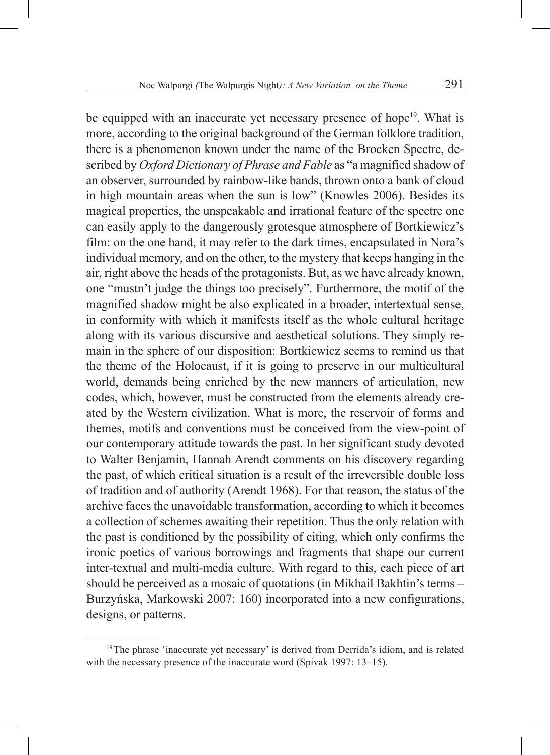be equipped with an inaccurate yet necessary presence of hope[19]. What is more, according to the original background of the German folklore tradition, there is a phenomenon known under the name of the Brocken Spectre, described by *Oxford Dictionary of Phrase and Fable* as "a magnified shadow of an observer, surrounded by rainbow-like bands, thrown onto a bank of cloud in high mountain areas when the sun is low" (Knowles 2006). Besides its magical properties, the unspeakable and irrational feature of the spectre one can easily apply to the dangerously grotesque atmosphere of Bortkiewicz's film: on the one hand, it may refer to the dark times, encapsulated in Nora's individual memory, and on the other, to the mystery that keeps hanging in the air, right above the heads of the protagonists. But, as we have already known, one "mustn't judge the things too precisely". Furthermore, the motif of the magnified shadow might be also explicated in a broader, intertextual sense, in conformity with which it manifests itself as the whole cultural heritage along with its various discursive and aesthetical solutions. They simply remain in the sphere of our disposition: Bortkiewicz seems to remind us that the theme of the Holocaust, if it is going to preserve in our multicultural world, demands being enriched by the new manners of articulation, new codes, which, however, must be constructed from the elements already created by the Western civilization. What is more, the reservoir of forms and themes, motifs and conventions must be conceived from the view-point of our contemporary attitude towards the past. In her significant study devoted to Walter Benjamin, Hannah Arendt comments on his discovery regarding the past, of which critical situation is a result of the irreversible double loss of tradition and of authority (Arendt 1968). For that reason, the status of the archive faces the unavoidable transformation, according to which it becomes a collection of schemes awaiting their repetition. Thus the only relation with the past is conditioned by the possibility of citing, which only confirms the ironic poetics of various borrowings and fragments that shape our current inter-textual and multi-media culture. With regard to this, each piece of art should be perceived as a mosaic of quotations (in Mikhail Bakhtin's terms – Burzyńska, Markowski 2007: 160) incorporated into a new configurations, designs, or patterns.

[19] The phrase 'inaccurate yet necessary' is derived from Derrida's idiom, and is related with the necessary presence of the inaccurate word (Spivak 1997: 13–15).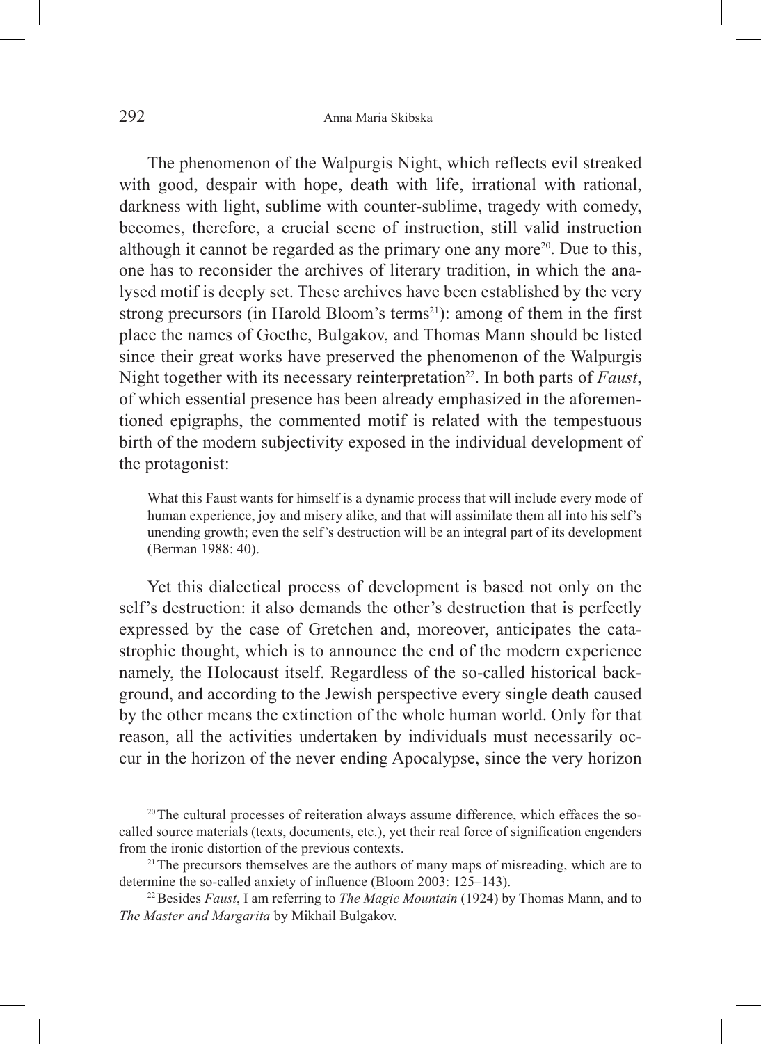The phenomenon of the Walpurgis Night, which reflects evil streaked with good, despair with hope, death with life, irrational with rational, darkness with light, sublime with counter-sublime, tragedy with comedy, becomes, therefore, a crucial scene of instruction, still valid instruction although it cannot be regarded as the primary one any more[20]. Due to this, one has to reconsider the archives of literary tradition, in which the analysed motif is deeply set. These archives have been established by the very strong precursors (in Harold Bloom's terms[21]): among of them in the first place the names of Goethe, Bulgakov, and Thomas Mann should be listed since their great works have preserved the phenomenon of the Walpurgis Night together with its necessary reinterpretation[22]. In both parts of *Faust*, of which essential presence has been already emphasized in the aforementioned epigraphs, the commented motif is related with the tempestuous birth of the modern subjectivity exposed in the individual development of the protagonist:

> What this Faust wants for himself is a dynamic process that will include every mode of human experience, joy and misery alike, and that will assimilate them all into his self's unending growth; even the self's destruction will be an integral part of its development (Berman 1988: 40).

Yet this dialectical process of development is based not only on the self's destruction: it also demands the other's destruction that is perfectly expressed by the case of Gretchen and, moreover, anticipates the catastrophic thought, which is to announce the end of the modern experience namely, the Holocaust itself. Regardless of the so-called historical background, and according to the Jewish perspective every single death caused by the other means the extinction of the whole human world. Only for that reason, all the activities undertaken by individuals must necessarily occur in the horizon of the never ending Apocalypse, since the very horizon

---

[20] The cultural processes of reiteration always assume difference, which effaces the so-called source materials (texts, documents, etc.), yet their real force of signification engenders from the ironic distortion of the previous contexts.

[21] The precursors themselves are the authors of many maps of misreading, which are to determine the so-called anxiety of influence (Bloom 2003: 125–143).

[22] Besides *Faust*, I am referring to *The Magic Mountain* (1924) by Thomas Mann, and to *The Master and Margarita* by Mikhail Bulgakov.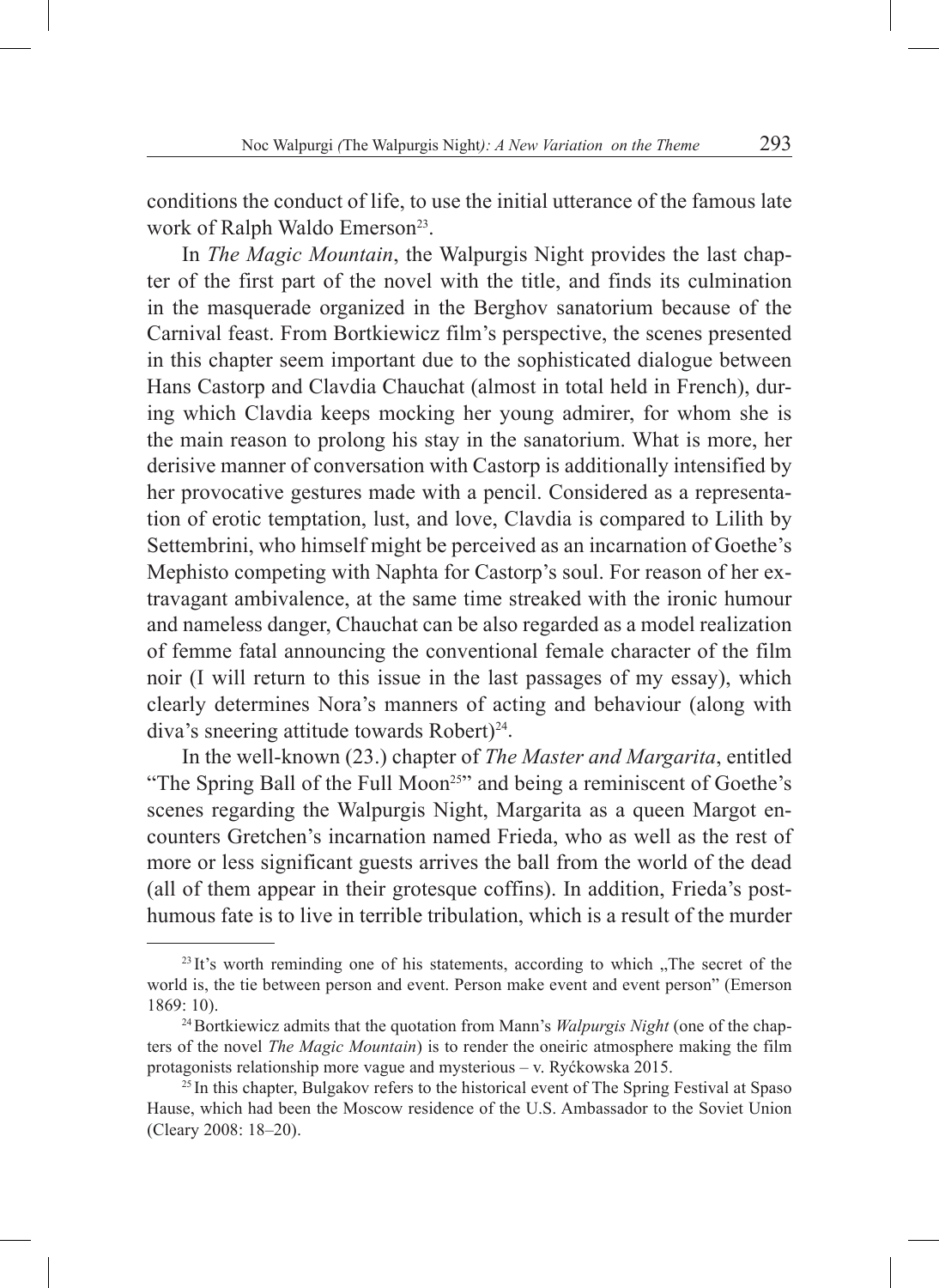conditions the conduct of life, to use the initial utterance of the famous late work of Ralph Waldo Emerson[23].

In *The Magic Mountain*, the Walpurgis Night provides the last chapter of the first part of the novel with the title, and finds its culmination in the masquerade organized in the Berghov sanatorium because of the Carnival feast. From Bortkiewicz film's perspective, the scenes presented in this chapter seem important due to the sophisticated dialogue between Hans Castorp and Clavdia Chauchat (almost in total held in French), during which Clavdia keeps mocking her young admirer, for whom she is the main reason to prolong his stay in the sanatorium. What is more, her derisive manner of conversation with Castorp is additionally intensified by her provocative gestures made with a pencil. Considered as a representation of erotic temptation, lust, and love, Clavdia is compared to Lilith by Settembrini, who himself might be perceived as an incarnation of Goethe's Mephisto competing with Naphta for Castorp's soul. For reason of her extravagant ambivalence, at the same time streaked with the ironic humour and nameless danger, Chauchat can be also regarded as a model realization of femme fatal announcing the conventional female character of the film noir (I will return to this issue in the last passages of my essay), which clearly determines Nora's manners of acting and behaviour (along with diva's sneering attitude towards Robert)[24].

In the well-known (23.) chapter of *The Master and Margarita*, entitled "The Spring Ball of the Full Moon[25]" and being a reminiscent of Goethe's scenes regarding the Walpurgis Night, Margarita as a queen Margot encounters Gretchen's incarnation named Frieda, who as well as the rest of more or less significant guests arrives the ball from the world of the dead (all of them appear in their grotesque coffins). In addition, Frieda's posthumous fate is to live in terrible tribulation, which is a result of the murder

---

[23] It's worth reminding one of his statements, according to which „The secret of the world is, the tie between person and event. Person make event and event person" (Emerson 1869: 10).

[24] Bortkiewicz admits that the quotation from Mann's *Walpurgis Night* (one of the chapters of the novel *The Magic Mountain*) is to render the oneiric atmosphere making the film protagonists relationship more vague and mysterious – v. Ryćkowska 2015.

[25] In this chapter, Bulgakov refers to the historical event of The Spring Festival at Spaso Hause, which had been the Moscow residence of the U.S. Ambassador to the Soviet Union (Cleary 2008: 18–20).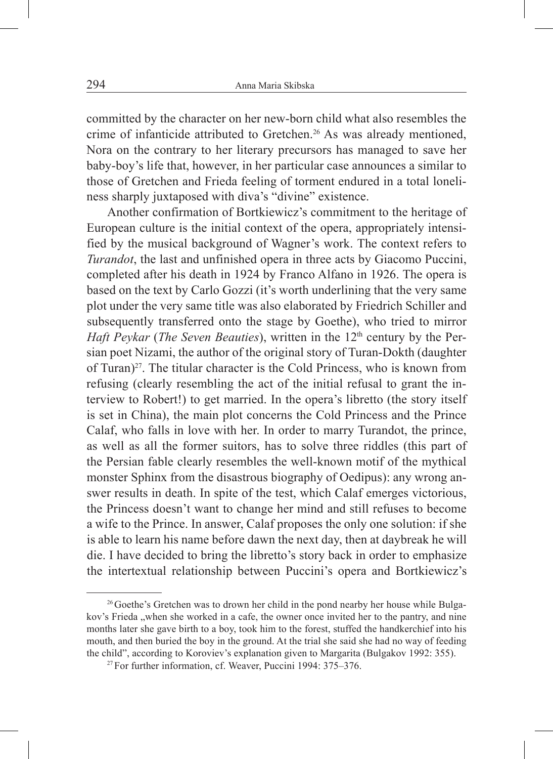committed by the character on her new-born child what also resembles the crime of infanticide attributed to Gretchen.[26] As was already mentioned, Nora on the contrary to her literary precursors has managed to save her baby-boy's life that, however, in her particular case announces a similar to those of Gretchen and Frieda feeling of torment endured in a total loneliness sharply juxtaposed with diva's "divine" existence.

Another confirmation of Bortkiewicz's commitment to the heritage of European culture is the initial context of the opera, appropriately intensified by the musical background of Wagner's work. The context refers to *Turandot*, the last and unfinished opera in three acts by Giacomo Puccini, completed after his death in 1924 by Franco Alfano in 1926. The opera is based on the text by Carlo Gozzi (it's worth underlining that the very same plot under the very same title was also elaborated by Friedrich Schiller and subsequently transferred onto the stage by Goethe), who tried to mirror *Haft Peykar* (*The Seven Beauties*), written in the 12th century by the Persian poet Nizami, the author of the original story of Turan-Dokth (daughter of Turan)[27]. The titular character is the Cold Princess, who is known from refusing (clearly resembling the act of the initial refusal to grant the interview to Robert!) to get married. In the opera's libretto (the story itself is set in China), the main plot concerns the Cold Princess and the Prince Calaf, who falls in love with her. In order to marry Turandot, the prince, as well as all the former suitors, has to solve three riddles (this part of the Persian fable clearly resembles the well-known motif of the mythical monster Sphinx from the disastrous biography of Oedipus): any wrong answer results in death. In spite of the test, which Calaf emerges victorious, the Princess doesn't want to change her mind and still refuses to become a wife to the Prince. In answer, Calaf proposes the only one solution: if she is able to learn his name before dawn the next day, then at daybreak he will die. I have decided to bring the libretto's story back in order to emphasize the intertextual relationship between Puccini's opera and Bortkiewicz's

---

[26] Goethe's Gretchen was to drown her child in the pond nearby her house while Bulgakov's Frieda „when she worked in a cafe, the owner once invited her to the pantry, and nine months later she gave birth to a boy, took him to the forest, stuffed the handkerchief into his mouth, and then buried the boy in the ground. At the trial she said she had no way of feeding the child", according to Koroviev's explanation given to Margarita (Bulgakov 1992: 355).

[27] For further information, cf. Weaver, Puccini 1994: 375–376.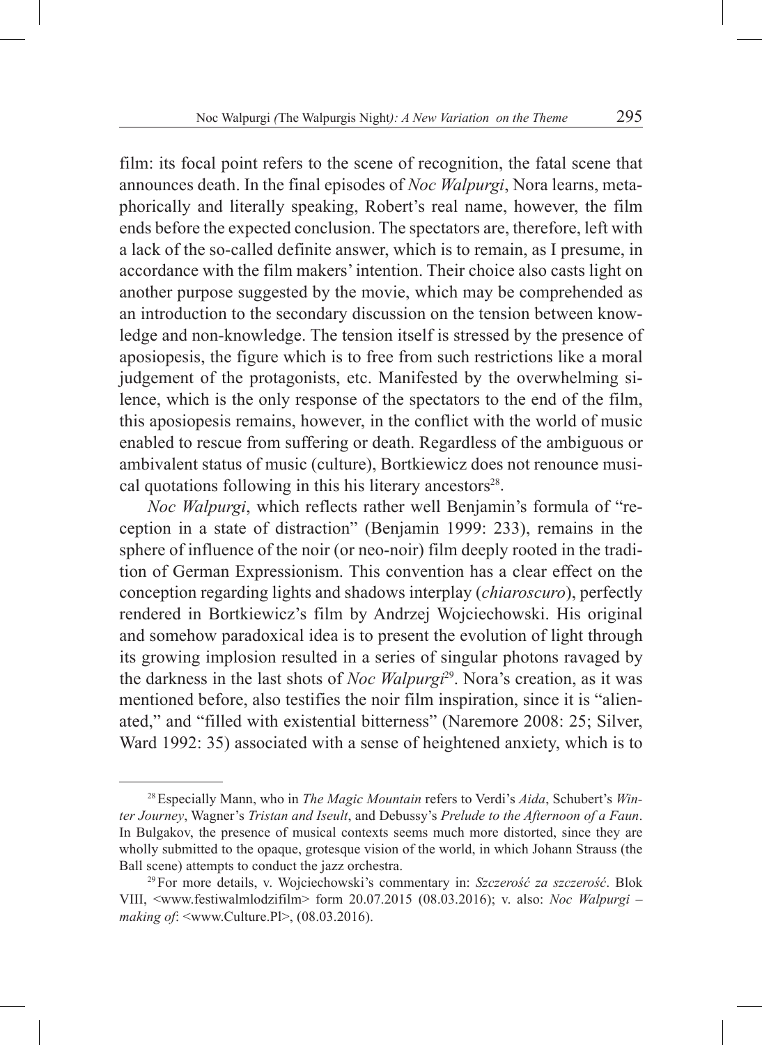film: its focal point refers to the scene of recognition, the fatal scene that announces death. In the final episodes of *Noc Walpurgi*, Nora learns, metaphorically and literally speaking, Robert's real name, however, the film ends before the expected conclusion. The spectators are, therefore, left with a lack of the so-called definite answer, which is to remain, as I presume, in accordance with the film makers' intention. Their choice also casts light on another purpose suggested by the movie, which may be comprehended as an introduction to the secondary discussion on the tension between knowledge and non-knowledge. The tension itself is stressed by the presence of aposiopesis, the figure which is to free from such restrictions like a moral judgement of the protagonists, etc. Manifested by the overwhelming silence, which is the only response of the spectators to the end of the film, this aposiopesis remains, however, in the conflict with the world of music enabled to rescue from suffering or death. Regardless of the ambiguous or ambivalent status of music (culture), Bortkiewicz does not renounce musical quotations following in this his literary ancestors[28].

*Noc Walpurgi*, which reflects rather well Benjamin's formula of "reception in a state of distraction" (Benjamin 1999: 233), remains in the sphere of influence of the noir (or neo-noir) film deeply rooted in the tradition of German Expressionism. This convention has a clear effect on the conception regarding lights and shadows interplay (*chiaroscuro*), perfectly rendered in Bortkiewicz's film by Andrzej Wojciechowski. His original and somehow paradoxical idea is to present the evolution of light through its growing implosion resulted in a series of singular photons ravaged by the darkness in the last shots of *Noc Walpurgi*[29]. Nora's creation, as it was mentioned before, also testifies the noir film inspiration, since it is "alienated," and "filled with existential bitterness" (Naremore 2008: 25; Silver, Ward 1992: 35) associated with a sense of heightened anxiety, which is to

---

[28] Especially Mann, who in *The Magic Mountain* refers to Verdi's *Aida*, Schubert's *Winter Journey*, Wagner's *Tristan and Iseult*, and Debussy's *Prelude to the Afternoon of a Faun*. In Bulgakov, the presence of musical contexts seems much more distorted, since they are wholly submitted to the opaque, grotesque vision of the world, in which Johann Strauss (the Ball scene) attempts to conduct the jazz orchestra.

[29] For more details, v. Wojciechowski's commentary in: *Szczerość za szczerość*. Blok VIII, <www.festiwalmlodzifilm> form 20.07.2015 (08.03.2016); v. also: *Noc Walpurgi – making of*: <www.Culture.Pl>, (08.03.2016).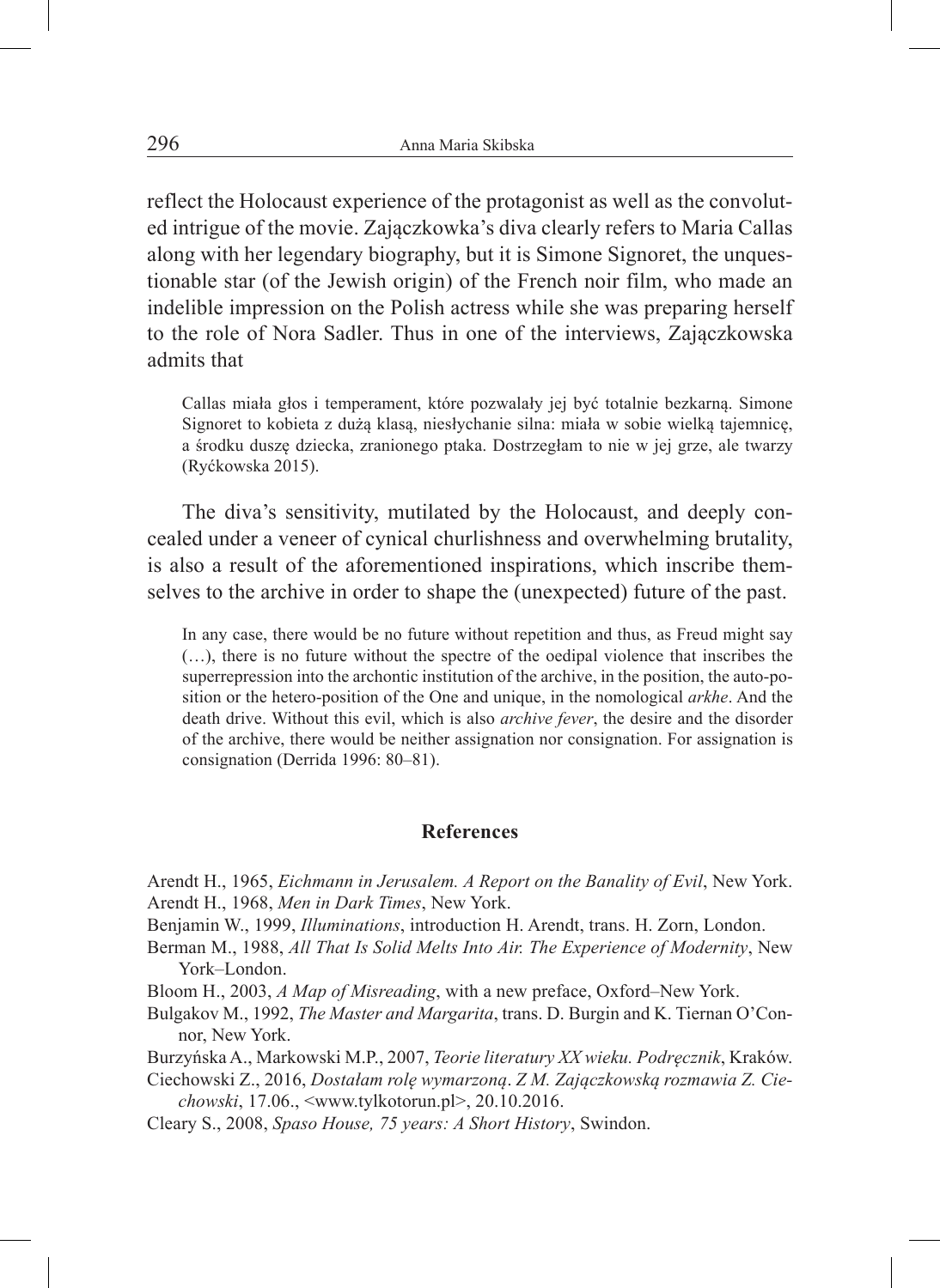reflect the Holocaust experience of the protagonist as well as the convoluted intrigue of the movie. Zajączkowka's diva clearly refers to Maria Callas along with her legendary biography, but it is Simone Signoret, the unquestionable star (of the Jewish origin) of the French noir film, who made an indelible impression on the Polish actress while she was preparing herself to the role of Nora Sadler. Thus in one of the interviews, Zajączkowska admits that

> Callas miała głos i temperament, które pozwalały jej być totalnie bezkarną. Simone Signoret to kobieta z dużą klasą, niesłychanie silna: miała w sobie wielką tajemnicę, a środku duszę dziecka, zranionego ptaka. Dostrzegłam to nie w jej grze, ale twarzy (Ryćkowska 2015).

The diva's sensitivity, mutilated by the Holocaust, and deeply concealed under a veneer of cynical churlishness and overwhelming brutality, is also a result of the aforementioned inspirations, which inscribe themselves to the archive in order to shape the (unexpected) future of the past.

> In any case, there would be no future without repetition and thus, as Freud might say (…), there is no future without the spectre of the oedipal violence that inscribes the superrepression into the archontic institution of the archive, in the position, the auto-position or the hetero-position of the One and unique, in the nomological *arkhe*. And the death drive. Without this evil, which is also *archive fever*, the desire and the disorder of the archive, there would be neither assignation nor consignation. For assignation is consignation (Derrida 1996: 80–81).

## References

Arendt H., 1965, *Eichmann in Jerusalem. A Report on the Banality of Evil*, New York.

Arendt H., 1968, *Men in Dark Times*, New York.

Benjamin W., 1999, *Illuminations*, introduction H. Arendt, trans. H. Zorn, London.

Berman M., 1988, *All That Is Solid Melts Into Air. The Experience of Modernity*, New York–London.

Bloom H., 2003, *A Map of Misreading*, with a new preface, Oxford–New York.

Bulgakov M., 1992, *The Master and Margarita*, trans. D. Burgin and K. Tiernan O'Connor, New York.

Burzyńska A., Markowski M.P., 2007, *Teorie literatury XX wieku. Podręcznik*, Kraków.

Ciechowski Z., 2016, *Dostałam rolę wymarzoną*. *Z M. Zajączkowską rozmawia Z. Ciechowski*, 17.06., <www.tylkotorun.pl>, 20.10.2016.

Cleary S., 2008, *Spaso House, 75 years: A Short History*, Swindon.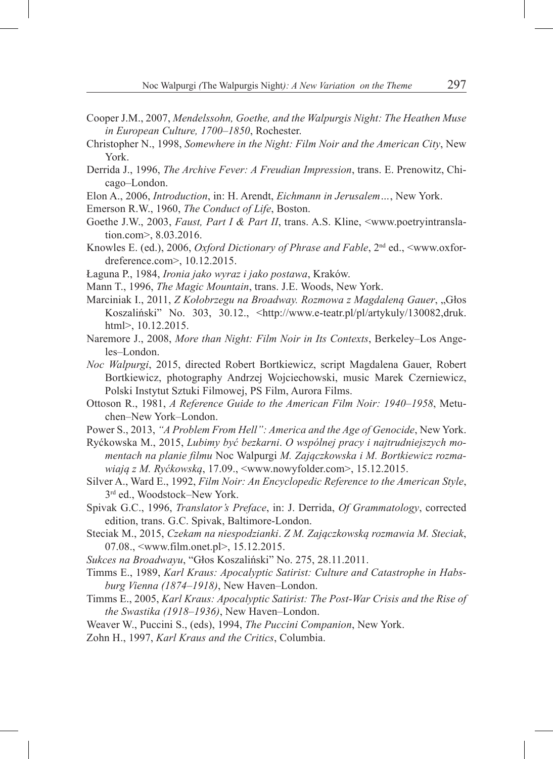Cooper J.M., 2007, *Mendelssohn, Goethe, and the Walpurgis Night: The Heathen Muse in European Culture, 1700–1850*, Rochester.

Christopher N., 1998, *Somewhere in the Night: Film Noir and the American City*, New York.

Derrida J., 1996, *The Archive Fever: A Freudian Impression*, trans. E. Prenowitz, Chicago–London.

Elon A., 2006, *Introduction*, in: H. Arendt, *Eichmann in Jerusalem…*, New York.

Emerson R.W., 1960, *The Conduct of Life*, Boston.

Goethe J.W., 2003, *Faust, Part I & Part II*, trans. A.S. Kline, <www.poetryintranslation.com>, 8.03.2016.

Knowles E. (ed.), 2006, *Oxford Dictionary of Phrase and Fable*, 2nd ed., <www.oxfordreference.com>, 10.12.2015.

Łaguna P., 1984, *Ironia jako wyraz i jako postawa*, Kraków.

Mann T., 1996, *The Magic Mountain*, trans. J.E. Woods, New York.

Marciniak I., 2011, *Z Kołobrzegu na Broadway. Rozmowa z Magdaleną Gauer*, „Głos Koszaliński" No. 303, 30.12., <http://www.e-teatr.pl/pl/artykuly/130082,druk.html>, 10.12.2015.

Naremore J., 2008, *More than Night: Film Noir in Its Contexts*, Berkeley–Los Angeles–London.

*Noc Walpurgi*, 2015, directed Robert Bortkiewicz, script Magdalena Gauer, Robert Bortkiewicz, photography Andrzej Wojciechowski, music Marek Czerniewicz, Polski Instytut Sztuki Filmowej, PS Film, Aurora Films.

Ottoson R., 1981, *A Reference Guide to the American Film Noir: 1940–1958*, Metuchen–New York–London.

Power S., 2013, *"A Problem From Hell": America and the Age of Genocide*, New York.

Ryćkowska M., 2015, *Lubimy być bezkarni. O wspólnej pracy i najtrudniejszych momentach na planie filmu* Noc Walpurgi *M. Zajączkowska i M. Bortkiewicz rozmawiają z M. Ryćkowską*, 17.09., <www.nowyfolder.com>, 15.12.2015.

Silver A., Ward E., 1992, *Film Noir: An Encyclopedic Reference to the American Style*, 3rd ed., Woodstock–New York.

Spivak G.C., 1996, *Translator's Preface*, in: J. Derrida, *Of Grammatology*, corrected edition, trans. G.C. Spivak, Baltimore-London.

Steciak M., 2015, *Czekam na niespodzianki*. *Z M. Zajączkowską rozmawia M. Steciak*, 07.08., <www.film.onet.pl>, 15.12.2015.

*Sukces na Broadwayu*, "Głos Koszaliński" No. 275, 28.11.2011.

Timms E., 1989, *Karl Kraus: Apocalyptic Satirist: Culture and Catastrophe in Habsburg Vienna (1874–1918)*, New Haven–London.

Timms E., 2005, *Karl Kraus: Apocalyptic Satirist: The Post-War Crisis and the Rise of the Swastika (1918–1936)*, New Haven–London.

Weaver W., Puccini S., (eds), 1994, *The Puccini Companion*, New York.

Zohn H., 1997, *Karl Kraus and the Critics*, Columbia.